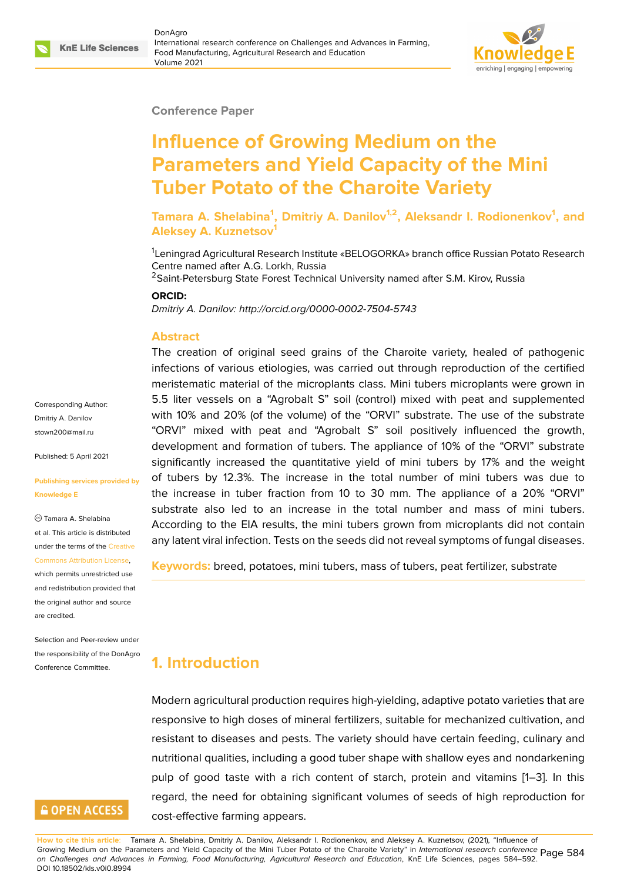Conference Paper

# Influence of Growing Medium on the Parameters and Yield Capacity of the Mini Tuber Potato of the Charoite Variety

**Tamara A. Shelabina[1], Dmitriy A. Danilov[1,2], Aleksandr I. Rodionenkov[1], and Aleksey A. Kuznetsov[1]**

[1]Leningrad Agricultural Research Institute «BELOGORKA» branch office Russian Potato Research Centre named after A.G. Lorkh, Russia
[2]Saint-Petersburg State Forest Technical University named after S.M. Kirov, Russia

**ORCID:**
*Dmitriy A. Danilov: http://orcid.org/0000-0002-7504-5743*

Corresponding Author: Dmitriy A. Danilov stown200@mail.ru

Published: 5 April 2021

Publishing services provided by Knowledge E

© Tamara A. Shelabina et al. This article is distributed under the terms of the Creative Commons Attribution License, which permits unrestricted use and redistribution provided that the original author and source are credited.

Selection and Peer-review under the responsibility of the DonAgro Conference Committee.

## Abstract

The creation of original seed grains of the Charoite variety, healed of pathogenic infections of various etiologies, was carried out through reproduction of the certified meristematic material of the microplants class. Mini tubers microplants were grown in 5.5 liter vessels on a "Agrobalt S" soil (control) mixed with peat and supplemented with 10% and 20% (of the volume) of the "ORVI" substrate. The use of the substrate "ORVI" mixed with peat and "Agrobalt S" soil positively influenced the growth, development and formation of tubers. The appliance of 10% of the "ORVI" substrate significantly increased the quantitative yield of mini tubers by 17% and the weight of tubers by 12.3%. The increase in the total number of mini tubers was due to the increase in tuber fraction from 10 to 30 mm. The appliance of a 20% "ORVI" substrate also led to an increase in the total number and mass of mini tubers. According to the EIA results, the mini tubers grown from microplants did not contain any latent viral infection. Tests on the seeds did not reveal symptoms of fungal diseases.

**Keywords:** breed, potatoes, mini tubers, mass of tubers, peat fertilizer, substrate

## 1. Introduction

Modern agricultural production requires high-yielding, adaptive potato varieties that are responsive to high doses of mineral fertilizers, suitable for mechanized cultivation, and resistant to diseases and pests. The variety should have certain feeding, culinary and nutritional qualities, including a good tuber shape with shallow eyes and nondarkening pulp of good taste with a rich content of starch, protein and vitamins [1–3]. In this regard, the need for obtaining significant volumes of seeds of high reproduction for cost-effective farming appears.

**How to cite this article**: Tamara A. Shelabina, Dmitriy A. Danilov, Aleksandr I. Rodionenkov, and Aleksey A. Kuznetsov, (2021), "Influence of Growing Medium on the Parameters and Yield Capacity of the Mini Tuber Potato of the Charoite Variety" in *International research conference on Challenges and Advances in Farming, Food Manufacturing, Agricultural Research and Education*, KnE Life Sciences, pages 584–592. DOI 10.18502/kls.v0i0.8994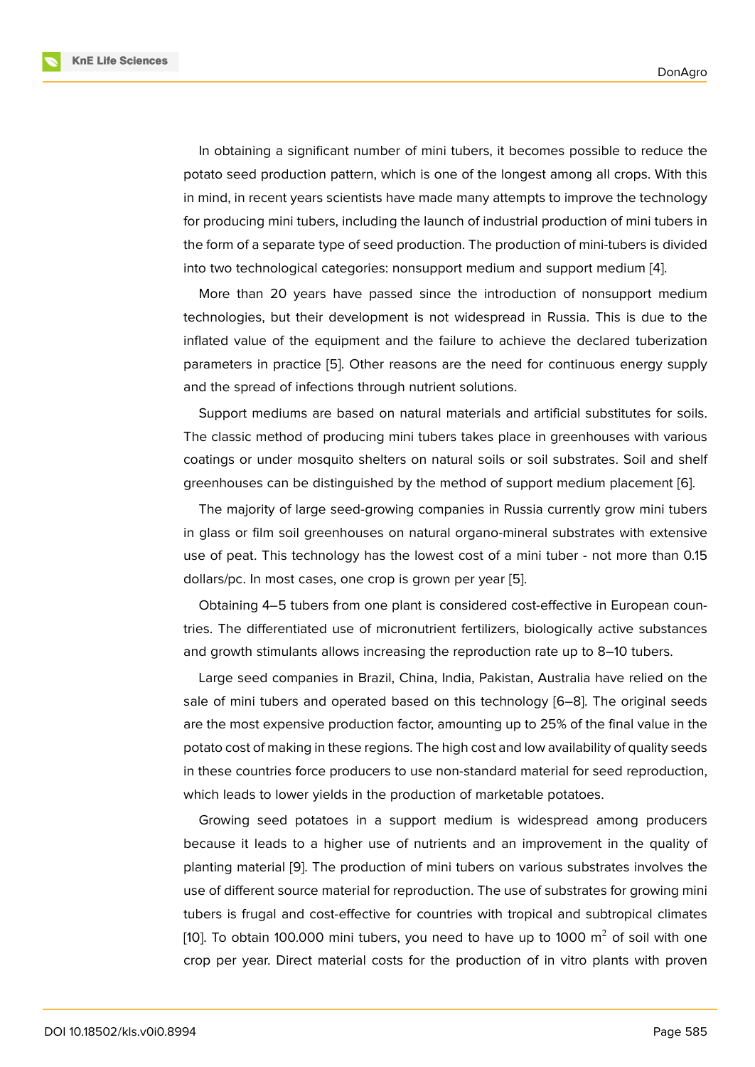In obtaining a significant number of mini tubers, it becomes possible to reduce the potato seed production pattern, which is one of the longest among all crops. With this in mind, in recent years scientists have made many attempts to improve the technology for producing mini tubers, including the launch of industrial production of mini tubers in the form of a separate type of seed production. The production of mini-tubers is divided into two technological categories: nonsupport medium and support medium [4].

More than 20 years have passed since the introduction of nonsupport medium technologies, but their development is not widespread in Russia. This is due to the inflated value of the equipment and the failure to achieve the declared tuberization parameters in practice [5]. Other reasons are the need for continuous energy supply and the spread of infections through nutrient solutions.

Support mediums are based on natural materials and artificial substitutes for soils. The classic method of producing mini tubers takes place in greenhouses with various coatings or under mosquito shelters on natural soils or soil substrates. Soil and shelf greenhouses can be distinguished by the method of support medium placement [6].

The majority of large seed-growing companies in Russia currently grow mini tubers in glass or film soil greenhouses on natural organo-mineral substrates with extensive use of peat. This technology has the lowest cost of a mini tuber - not more than 0.15 dollars/pc. In most cases, one crop is grown per year [5].

Obtaining 4–5 tubers from one plant is considered cost-effective in European countries. The differentiated use of micronutrient fertilizers, biologically active substances and growth stimulants allows increasing the reproduction rate up to 8–10 tubers.

Large seed companies in Brazil, China, India, Pakistan, Australia have relied on the sale of mini tubers and operated based on this technology [6–8]. The original seeds are the most expensive production factor, amounting up to 25% of the final value in the potato cost of making in these regions. The high cost and low availability of quality seeds in these countries force producers to use non-standard material for seed reproduction, which leads to lower yields in the production of marketable potatoes.

Growing seed potatoes in a support medium is widespread among producers because it leads to a higher use of nutrients and an improvement in the quality of planting material [9]. The production of mini tubers on various substrates involves the use of different source material for reproduction. The use of substrates for growing mini tubers is frugal and cost-effective for countries with tropical and subtropical climates [10]. To obtain 100.000 mini tubers, you need to have up to 1000 $m^2$ of soil with one crop per year. Direct material costs for the production of in vitro plants with proven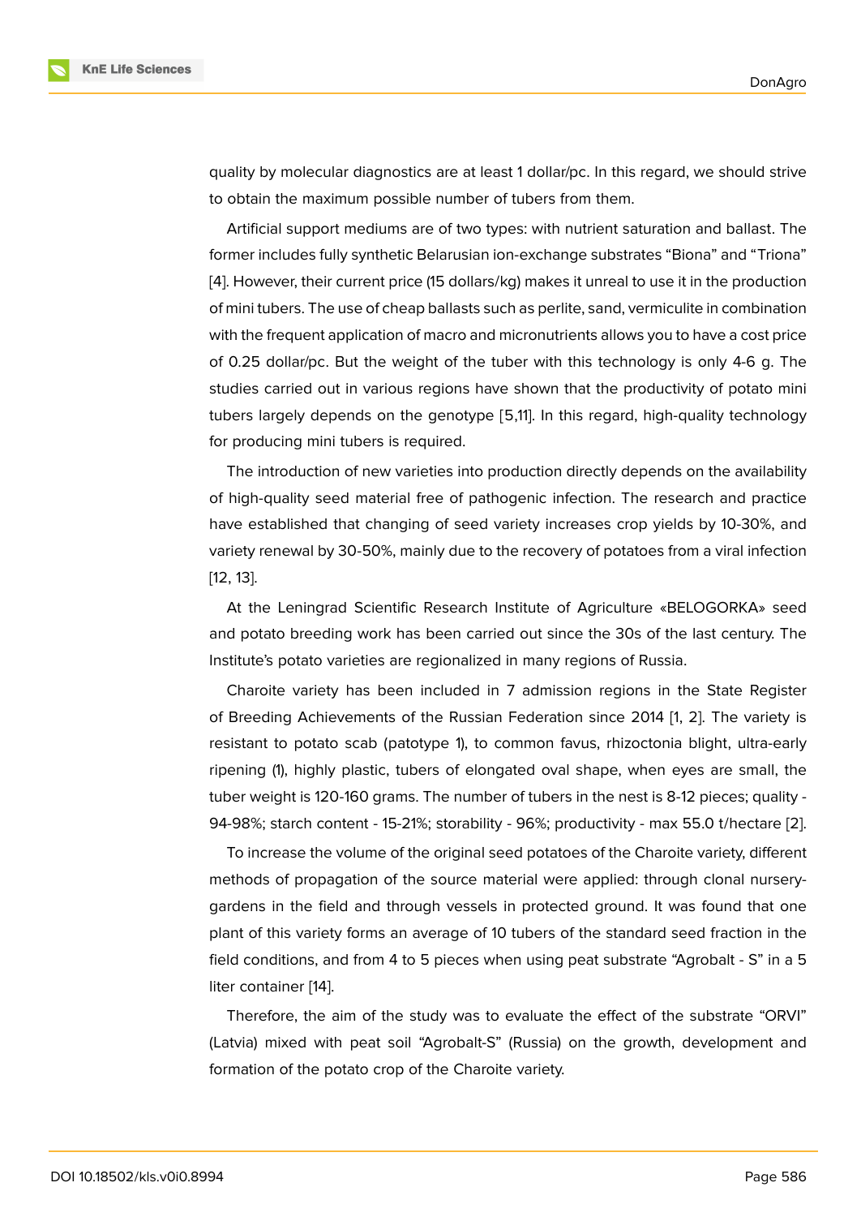quality by molecular diagnostics are at least 1 dollar/pc. In this regard, we should strive to obtain the maximum possible number of tubers from them.

Artificial support mediums are of two types: with nutrient saturation and ballast. The former includes fully synthetic Belarusian ion-exchange substrates "Biona" and "Triona" [4]. However, their current price (15 dollars/kg) makes it unreal to use it in the production of mini tubers. The use of cheap ballasts such as perlite, sand, vermiculite in combination with the frequent application of macro and micronutrients allows you to have a cost price of 0.25 dollar/pc. But the weight of the tuber with this technology is only 4-6 g. The studies carried out in various regions have shown that the productivity of potato mini tubers largely depends on the genotype [5,11]. In this regard, high-quality technology for producing mini tubers is required.

The introduction of new varieties into production directly depends on the availability of high-quality seed material free of pathogenic infection. The research and practice have established that changing of seed variety increases crop yields by 10-30%, and variety renewal by 30-50%, mainly due to the recovery of potatoes from a viral infection [12, 13].

At the Leningrad Scientific Research Institute of Agriculture «BELOGORKA» seed and potato breeding work has been carried out since the 30s of the last century. The Institute's potato varieties are regionalized in many regions of Russia.

Charoite variety has been included in 7 admission regions in the State Register of Breeding Achievements of the Russian Federation since 2014 [1, 2]. The variety is resistant to potato scab (patotype 1), to common favus, rhizoctonia blight, ultra-early ripening (1), highly plastic, tubers of elongated oval shape, when eyes are small, the tuber weight is 120-160 grams. The number of tubers in the nest is 8-12 pieces; quality - 94-98%; starch content - 15-21%; storability - 96%; productivity - max 55.0 t/hectare [2].

To increase the volume of the original seed potatoes of the Charoite variety, different methods of propagation of the source material were applied: through clonal nursery-gardens in the field and through vessels in protected ground. It was found that one plant of this variety forms an average of 10 tubers of the standard seed fraction in the field conditions, and from 4 to 5 pieces when using peat substrate "Agrobalt - S" in a 5 liter container [14].

Therefore, the aim of the study was to evaluate the effect of the substrate "ORVI" (Latvia) mixed with peat soil "Agrobalt-S" (Russia) on the growth, development and formation of the potato crop of the Charoite variety.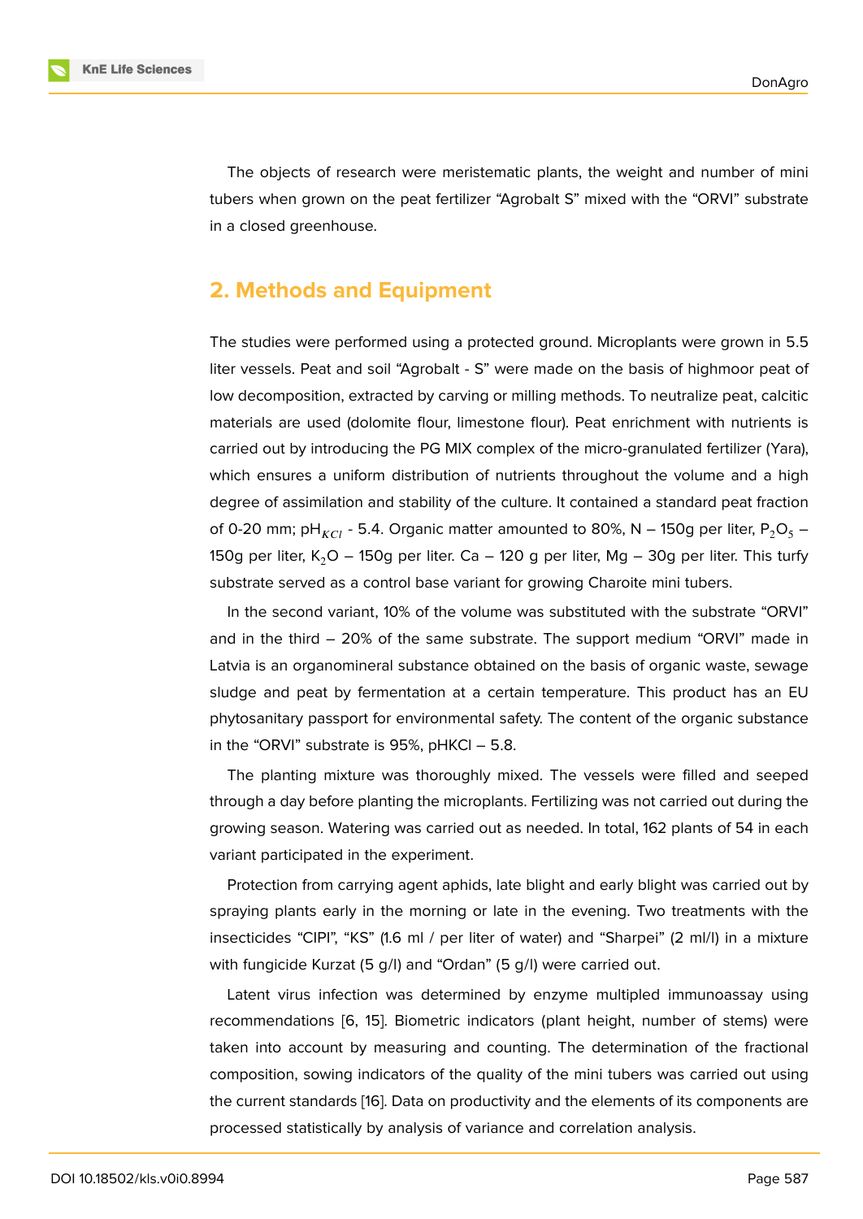The objects of research were meristematic plants, the weight and number of mini tubers when grown on the peat fertilizer "Agrobalt S" mixed with the "ORVI" substrate in a closed greenhouse.

## 2. Methods and Equipment

The studies were performed using a protected ground. Microplants were grown in 5.5 liter vessels. Peat and soil "Agrobalt - S" were made on the basis of highmoor peat of low decomposition, extracted by carving or milling methods. To neutralize peat, calcitic materials are used (dolomite flour, limestone flour). Peat enrichment with nutrients is carried out by introducing the PG MIX complex of the micro-granulated fertilizer (Yara), which ensures a uniform distribution of nutrients throughout the volume and a high degree of assimilation and stability of the culture. It contained a standard peat fraction of 0-20 mm; $pH_{KCl}$ - 5.4. Organic matter amounted to 80%, N – 150g per liter, $P_2O_5$ – 150g per liter, $K_2O$ – 150g per liter. Ca – 120 g per liter, Mg – 30g per liter. This turfy substrate served as a control base variant for growing Charoite mini tubers.

In the second variant, 10% of the volume was substituted with the substrate "ORVI" and in the third – 20% of the same substrate. The support medium "ORVI" made in Latvia is an organomineral substance obtained on the basis of organic waste, sewage sludge and peat by fermentation at a certain temperature. This product has an EU phytosanitary passport for environmental safety. The content of the organic substance in the "ORVI" substrate is 95%, pHKCl – 5.8.

The planting mixture was thoroughly mixed. The vessels were filled and seeped through a day before planting the microplants. Fertilizing was not carried out during the growing season. Watering was carried out as needed. In total, 162 plants of 54 in each variant participated in the experiment.

Protection from carrying agent aphids, late blight and early blight was carried out by spraying plants early in the morning or late in the evening. Two treatments with the insecticides "CIPI", "KS" (1.6 ml / per liter of water) and "Sharpei" (2 ml/l) in a mixture with fungicide Kurzat (5 g/l) and "Ordan" (5 g/l) were carried out.

Latent virus infection was determined by enzyme multipled immunoassay using recommendations [6, 15]. Biometric indicators (plant height, number of stems) were taken into account by measuring and counting. The determination of the fractional composition, sowing indicators of the quality of the mini tubers was carried out using the current standards [16]. Data on productivity and the elements of its components are processed statistically by analysis of variance and correlation analysis.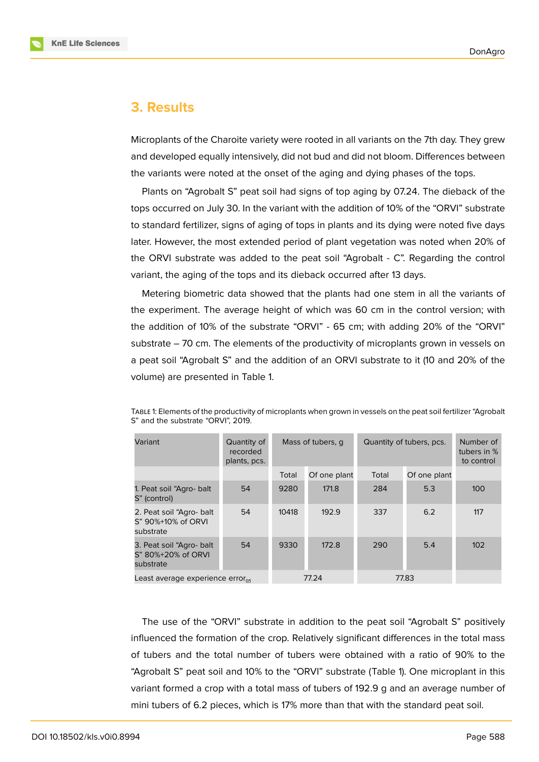## 3. Results

Microplants of the Charoite variety were rooted in all variants on the 7th day. They grew and developed equally intensively, did not bud and did not bloom. Differences between the variants were noted at the onset of the aging and dying phases of the tops.

Plants on “Agrobalt S” peat soil had signs of top aging by 07.24. The dieback of the tops occurred on July 30. In the variant with the addition of 10% of the “ORVI” substrate to standard fertilizer, signs of aging of tops in plants and its dying were noted five days later. However, the most extended period of plant vegetation was noted when 20% of the ORVI substrate was added to the peat soil “Agrobalt - C”. Regarding the control variant, the aging of the tops and its dieback occurred after 13 days.

Metering biometric data showed that the plants had one stem in all the variants of the experiment. The average height of which was 60 cm in the control version; with the addition of 10% of the substrate “ORVI” - 65 cm; with adding 20% of the “ORVI” substrate – 70 cm. The elements of the productivity of microplants grown in vessels on a peat soil “Agrobalt S” and the addition of an ORVI substrate to it (10 and 20% of the volume) are presented in Table 1.

TABLE 1: Elements of the productivity of microplants when grown in vessels on the peat soil fertilizer “Agrobalt S” and the substrate “ORVI”, 2019.

| Variant | Quantity of recorded plants, pcs. | Mass of tubers, g | | Quantity of tubers, pcs. | | Number of tubers in % to control |
|---|---|---|---|---|---|---|
| | | Total | Of one plant | Total | Of one plant | |
| 1. Peat soil “Agro- balt S” (control) | 54 | 9280 | 171.8 | 284 | 5.3 | 100 |
| 2. Peat soil “Agro- balt S” 90%+10% of ORVI substrate | 54 | 10418 | 192.9 | 337 | 6.2 | 117 |
| 3. Peat soil “Agro- balt S” 80%+20% of ORVI substrate | 54 | 9330 | 172.8 | 290 | 5.4 | 102 |
| Least average experience error$_{05}$ | | 77.24 | | 77.83 | | |

The use of the “ORVI” substrate in addition to the peat soil “Agrobalt S” positively influenced the formation of the crop. Relatively significant differences in the total mass of tubers and the total number of tubers were obtained with a ratio of 90% to the “Agrobalt S” peat soil and 10% to the “ORVI” substrate (Table 1). One microplant in this variant formed a crop with a total mass of tubers of 192.9 g and an average number of mini tubers of 6.2 pieces, which is 17% more than that with the standard peat soil.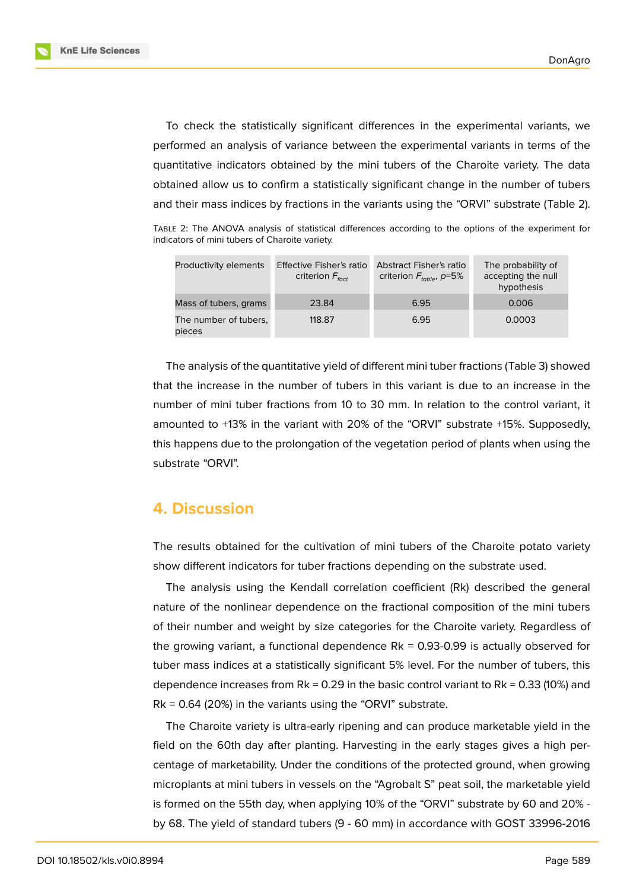To check the statistically significant differences in the experimental variants, we performed an analysis of variance between the experimental variants in terms of the quantitative indicators obtained by the mini tubers of the Charoite variety. The data obtained allow us to confirm a statistically significant change in the number of tubers and their mass indices by fractions in the variants using the "ORVI" substrate (Table 2).

Table 2: The ANOVA analysis of statistical differences according to the options of the experiment for indicators of mini tubers of Charoite variety.

| Productivity elements | Effective Fisher's ratio criterion $F_{fact}$ | Abstract Fisher's ratio criterion $F_{table}$, $p$=5% | The probability of accepting the null hypothesis |
|---|---|---|---|
| Mass of tubers, grams | 23.84 | 6.95 | 0.006 |
| The number of tubers, pieces | 118.87 | 6.95 | 0.0003 |

The analysis of the quantitative yield of different mini tuber fractions (Table 3) showed that the increase in the number of tubers in this variant is due to an increase in the number of mini tuber fractions from 10 to 30 mm. In relation to the control variant, it amounted to +13% in the variant with 20% of the "ORVI" substrate +15%. Supposedly, this happens due to the prolongation of the vegetation period of plants when using the substrate "ORVI".

## 4. Discussion

The results obtained for the cultivation of mini tubers of the Charoite potato variety show different indicators for tuber fractions depending on the substrate used.

The analysis using the Kendall correlation coefficient (Rk) described the general nature of the nonlinear dependence on the fractional composition of the mini tubers of their number and weight by size categories for the Charoite variety. Regardless of the growing variant, a functional dependence Rk = 0.93-0.99 is actually observed for tuber mass indices at a statistically significant 5% level. For the number of tubers, this dependence increases from Rk = 0.29 in the basic control variant to Rk = 0.33 (10%) and Rk = 0.64 (20%) in the variants using the "ORVI" substrate.

The Charoite variety is ultra-early ripening and can produce marketable yield in the field on the 60th day after planting. Harvesting in the early stages gives a high percentage of marketability. Under the conditions of the protected ground, when growing microplants at mini tubers in vessels on the "Agrobalt S" peat soil, the marketable yield is formed on the 55th day, when applying 10% of the "ORVI" substrate by 60 and 20% - by 68. The yield of standard tubers (9 - 60 mm) in accordance with GOST 33996-2016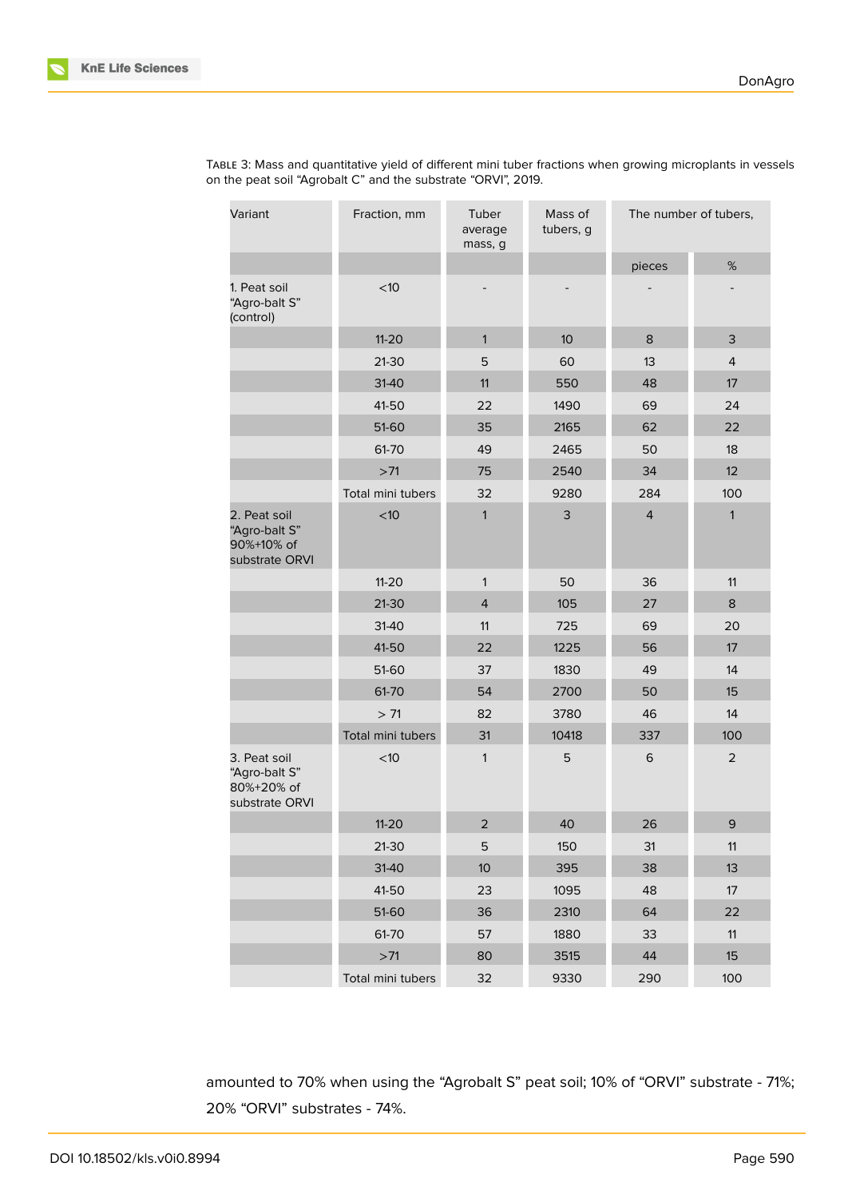Table 3: Mass and quantitative yield of different mini tuber fractions when growing microplants in vessels on the peat soil “Agrobalt C” and the substrate “ORVI”, 2019.

| Variant | Fraction, mm | Tuber average mass, g | Mass of tubers, g | The number of tubers, | |
|---|---|---|---|---|---|
| | | | | pieces | % |
| 1. Peat soil “Agro-balt S” (control) | <10 | - | - | - | - |
| | 11-20 | 1 | 10 | 8 | 3 |
| | 21-30 | 5 | 60 | 13 | 4 |
| | 31-40 | 11 | 550 | 48 | 17 |
| | 41-50 | 22 | 1490 | 69 | 24 |
| | 51-60 | 35 | 2165 | 62 | 22 |
| | 61-70 | 49 | 2465 | 50 | 18 |
| | >71 | 75 | 2540 | 34 | 12 |
| | Total mini tubers | 32 | 9280 | 284 | 100 |
| 2. Peat soil “Agro-balt S” 90%+10% of substrate ORVI | <10 | 1 | 3 | 4 | 1 |
| | 11-20 | 1 | 50 | 36 | 11 |
| | 21-30 | 4 | 105 | 27 | 8 |
| | 31-40 | 11 | 725 | 69 | 20 |
| | 41-50 | 22 | 1225 | 56 | 17 |
| | 51-60 | 37 | 1830 | 49 | 14 |
| | 61-70 | 54 | 2700 | 50 | 15 |
| | > 71 | 82 | 3780 | 46 | 14 |
| | Total mini tubers | 31 | 10418 | 337 | 100 |
| 3. Peat soil “Agro-balt S” 80%+20% of substrate ORVI | <10 | 1 | 5 | 6 | 2 |
| | 11-20 | 2 | 40 | 26 | 9 |
| | 21-30 | 5 | 150 | 31 | 11 |
| | 31-40 | 10 | 395 | 38 | 13 |
| | 41-50 | 23 | 1095 | 48 | 17 |
| | 51-60 | 36 | 2310 | 64 | 22 |
| | 61-70 | 57 | 1880 | 33 | 11 |
| | >71 | 80 | 3515 | 44 | 15 |
| | Total mini tubers | 32 | 9330 | 290 | 100 |

amounted to 70% when using the “Agrobalt S” peat soil; 10% of “ORVI” substrate - 71%; 20% “ORVI” substrates - 74%.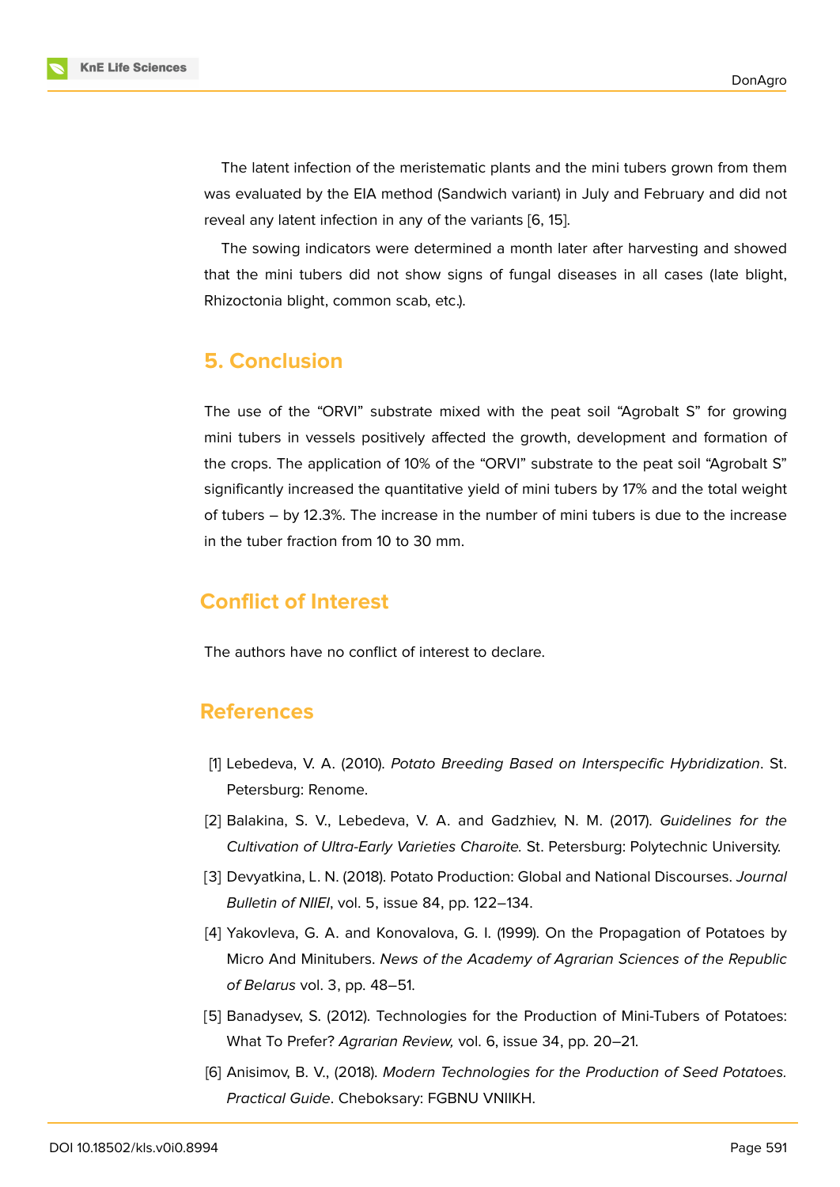The latent infection of the meristematic plants and the mini tubers grown from them was evaluated by the EIA method (Sandwich variant) in July and February and did not reveal any latent infection in any of the variants [6, 15].

The sowing indicators were determined a month later after harvesting and showed that the mini tubers did not show signs of fungal diseases in all cases (late blight, Rhizoctonia blight, common scab, etc.).

## 5. Conclusion

The use of the “ORVI” substrate mixed with the peat soil “Agrobalt S” for growing mini tubers in vessels positively affected the growth, development and formation of the crops. The application of 10% of the “ORVI” substrate to the peat soil “Agrobalt S” significantly increased the quantitative yield of mini tubers by 17% and the total weight of tubers – by 12.3%. The increase in the number of mini tubers is due to the increase in the tuber fraction from 10 to 30 mm.

## Conflict of Interest

The authors have no conflict of interest to declare.

## References

[1] Lebedeva, V. A. (2010). *Potato Breeding Based on Interspecific Hybridization*. St. Petersburg: Renome.

[2] Balakina, S. V., Lebedeva, V. A. and Gadzhiev, N. M. (2017). *Guidelines for the Cultivation of Ultra-Early Varieties Charoite.* St. Petersburg: Polytechnic University.

[3] Devyatkina, L. N. (2018). Potato Production: Global and National Discourses. *Journal Bulletin of NIIEI*, vol. 5, issue 84, pp. 122–134.

[4] Yakovleva, G. A. and Konovalova, G. I. (1999). On the Propagation of Potatoes by Micro And Minitubers. *News of the Academy of Agrarian Sciences of the Republic of Belarus* vol. 3, pp. 48–51.

[5] Banadysev, S. (2012). Technologies for the Production of Mini-Tubers of Potatoes: What To Prefer? *Agrarian Review,* vol. 6, issue 34, pp. 20–21.

[6] Anisimov, B. V., (2018). *Modern Technologies for the Production of Seed Potatoes. Practical Guide*. Cheboksary: FGBNU VNIIKH.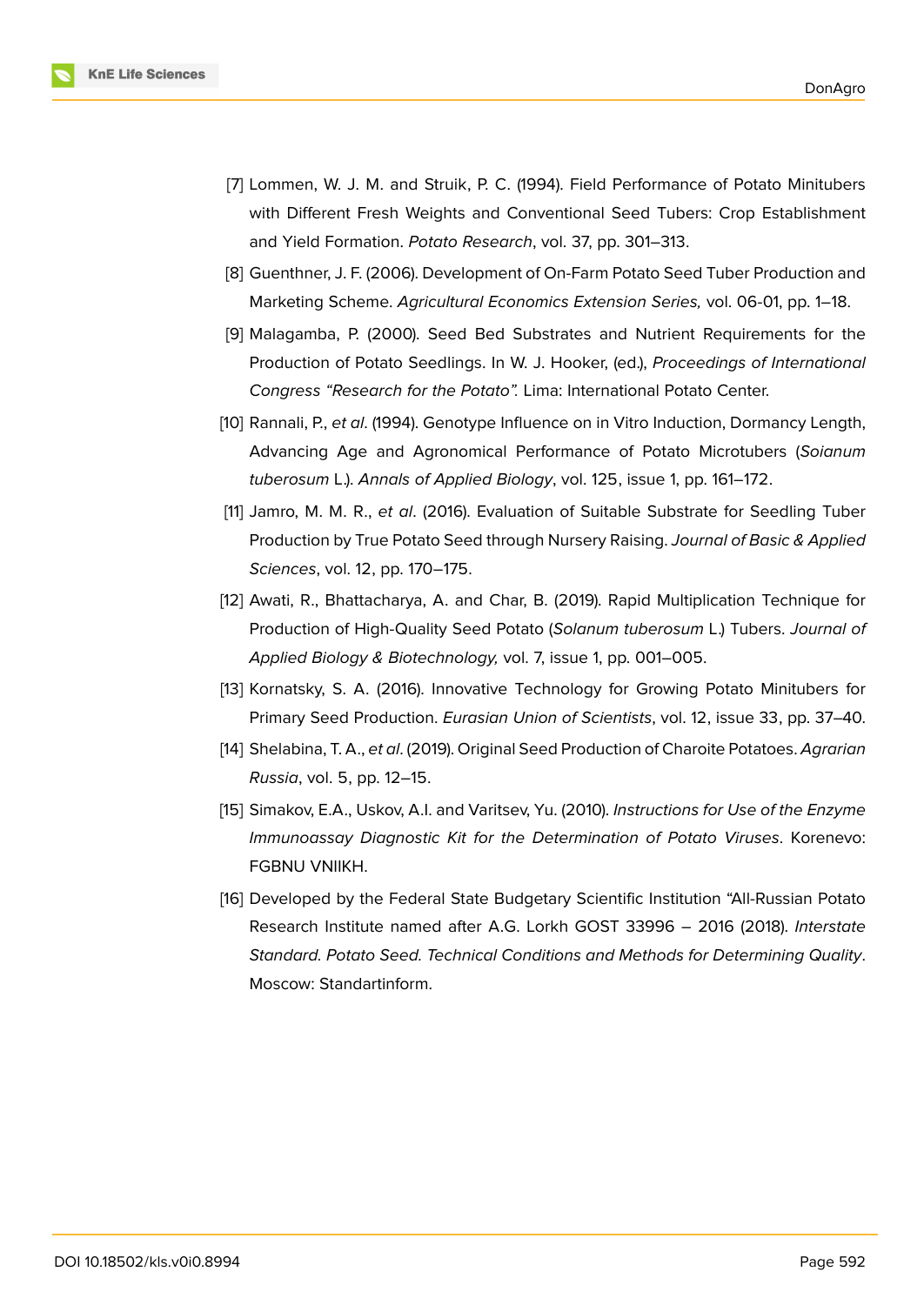[7] Lommen, W. J. M. and Struik, P. C. (1994). Field Performance of Potato Minitubers with Different Fresh Weights and Conventional Seed Tubers: Crop Establishment and Yield Formation. *Potato Research*, vol. 37, pp. 301–313.

[8] Guenthner, J. F. (2006). Development of On-Farm Potato Seed Tuber Production and Marketing Scheme. *Agricultural Economics Extension Series,* vol. 06-01, pp. 1–18.

[9] Malagamba, P. (2000). Seed Bed Substrates and Nutrient Requirements for the Production of Potato Seedlings. In W. J. Hooker, (ed.), *Proceedings of International Congress "Research for the Potato".* Lima: International Potato Center.

[10] Rannali, P., *et al*. (1994). Genotype Influence on in Vitro Induction, Dormancy Length, Advancing Age and Agronomical Performance of Potato Microtubers (*Soianum tuberosum* L.). *Annals of Applied Biology*, vol. 125, issue 1, pp. 161–172.

[11] Jamro, M. M. R., *et al*. (2016). Evaluation of Suitable Substrate for Seedling Tuber Production by True Potato Seed through Nursery Raising. *Journal of Basic & Applied Sciences*, vol. 12, pp. 170–175.

[12] Awati, R., Bhattacharya, A. and Char, B. (2019). Rapid Multiplication Technique for Production of High-Quality Seed Potato (*Solanum tuberosum* L.) Tubers. *Journal of Applied Biology & Biotechnology,* vol. 7, issue 1, pp. 001–005.

[13] Kornatsky, S. A. (2016). Innovative Technology for Growing Potato Minitubers for Primary Seed Production. *Eurasian Union of Scientists*, vol. 12, issue 33, pp. 37–40.

[14] Shelabina, T. A., *et al*. (2019). Original Seed Production of Charoite Potatoes. *Agrarian Russia*, vol. 5, pp. 12–15.

[15] Simakov, E.A., Uskov, A.I. and Varitsev, Yu. (2010). *Instructions for Use of the Enzyme Immunoassay Diagnostic Kit for the Determination of Potato Viruses*. Korenevo: FGBNU VNIIKH.

[16] Developed by the Federal State Budgetary Scientific Institution "All-Russian Potato Research Institute named after A.G. Lorkh GOST 33996 – 2016 (2018). *Interstate Standard. Potato Seed. Technical Conditions and Methods for Determining Quality*. Moscow: Standartinform.